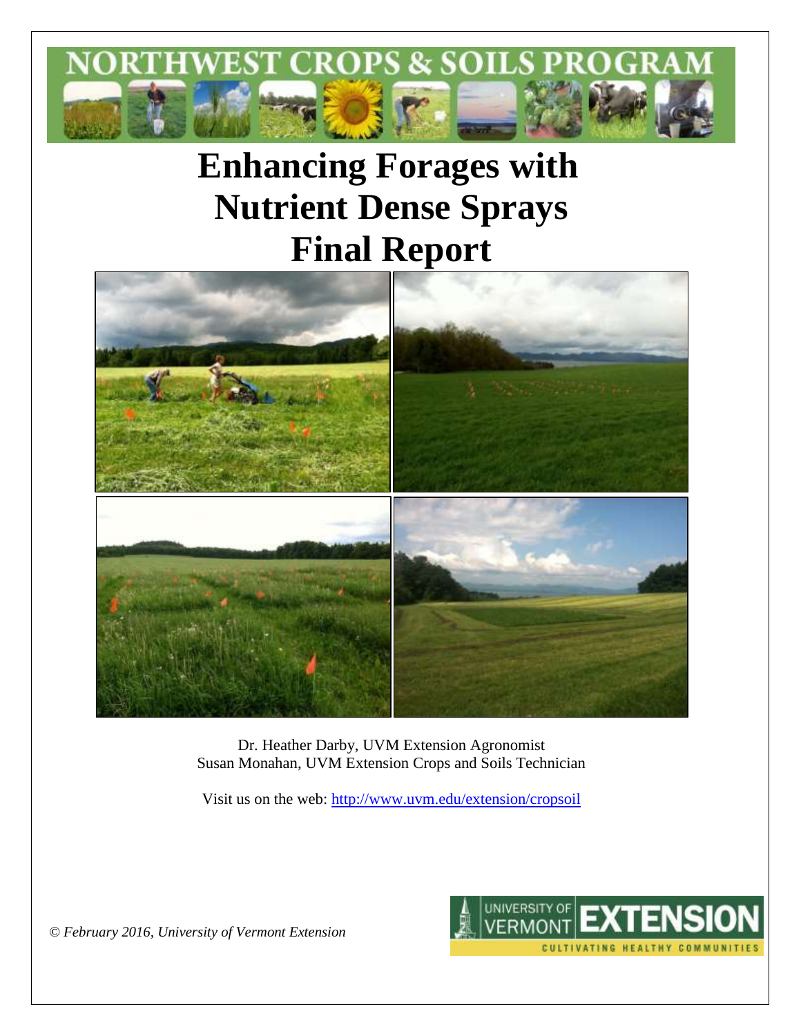# NORTHWEST CROPS & SOILS PROGRAM

# Enhancing Forages with Nutrient Dense Sprays Final Report

Dr. Heather Darby, UVM Extension Agronomist
Susan Monahan, UVM Extension Crops and Soils Technician

Visit us on the web: http://www.uvm.edu/extension/cropsoil

*© February 2016, University of Vermont Extension*

UNIVERSITY OF VERMONT EXTENSION
CULTIVATING HEALTHY COMMUNITIES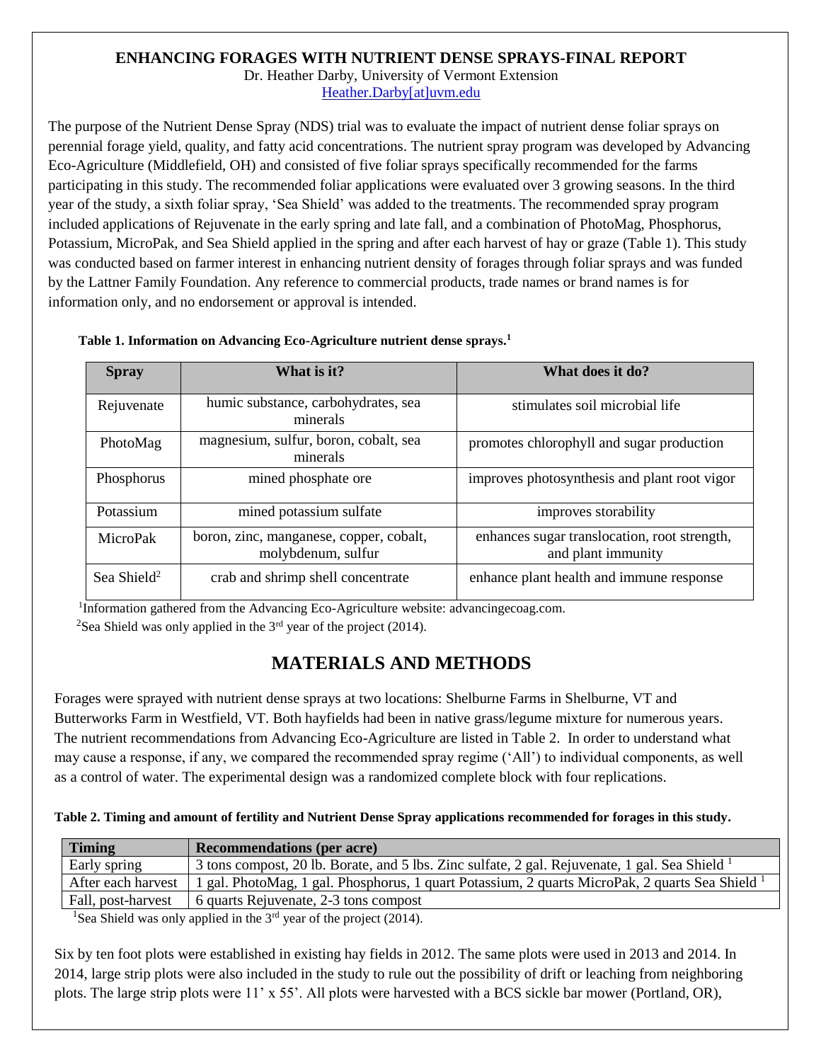# ENHANCING FORAGES WITH NUTRIENT DENSE SPRAYS-FINAL REPORT

Dr. Heather Darby, University of Vermont Extension
Heather.Darby[at]uvm.edu

The purpose of the Nutrient Dense Spray (NDS) trial was to evaluate the impact of nutrient dense foliar sprays on perennial forage yield, quality, and fatty acid concentrations. The nutrient spray program was developed by Advancing Eco-Agriculture (Middlefield, OH) and consisted of five foliar sprays specifically recommended for the farms participating in this study. The recommended foliar applications were evaluated over 3 growing seasons. In the third year of the study, a sixth foliar spray, 'Sea Shield' was added to the treatments. The recommended spray program included applications of Rejuvenate in the early spring and late fall, and a combination of PhotoMag, Phosphorus, Potassium, MicroPak, and Sea Shield applied in the spring and after each harvest of hay or graze (Table 1). This study was conducted based on farmer interest in enhancing nutrient density of forages through foliar sprays and was funded by the Lattner Family Foundation. Any reference to commercial products, trade names or brand names is for information only, and no endorsement or approval is intended.

**Table 1. Information on Advancing Eco-Agriculture nutrient dense sprays.[1]**

| Spray | What is it? | What does it do? |
| --- | --- | --- |
| Rejuvenate | humic substance, carbohydrates, sea minerals | stimulates soil microbial life |
| PhotoMag | magnesium, sulfur, boron, cobalt, sea minerals | promotes chlorophyll and sugar production |
| Phosphorus | mined phosphate ore | improves photosynthesis and plant root vigor |
| Potassium | mined potassium sulfate | improves storability |
| MicroPak | boron, zinc, manganese, copper, cobalt, molybdenum, sulfur | enhances sugar translocation, root strength, and plant immunity |
| Sea Shield[2] | crab and shrimp shell concentrate | enhance plant health and immune response |

[1]Information gathered from the Advancing Eco-Agriculture website: advancingecoag.com.
[2]Sea Shield was only applied in the 3rd year of the project (2014).

## MATERIALS AND METHODS

Forages were sprayed with nutrient dense sprays at two locations: Shelburne Farms in Shelburne, VT and Butterworks Farm in Westfield, VT. Both hayfields had been in native grass/legume mixture for numerous years. The nutrient recommendations from Advancing Eco-Agriculture are listed in Table 2. In order to understand what may cause a response, if any, we compared the recommended spray regime ('All') to individual components, as well as a control of water. The experimental design was a randomized complete block with four replications.

**Table 2. Timing and amount of fertility and Nutrient Dense Spray applications recommended for forages in this study.**

| Timing | Recommendations (per acre) |
| --- | --- |
| Early spring | 3 tons compost, 20 lb. Borate, and 5 lbs. Zinc sulfate, 2 gal. Rejuvenate, 1 gal. Sea Shield [1] |
| After each harvest | 1 gal. PhotoMag, 1 gal. Phosphorus, 1 quart Potassium, 2 quarts MicroPak, 2 quarts Sea Shield [1] |
| Fall, post-harvest | 6 quarts Rejuvenate, 2-3 tons compost |

[1]Sea Shield was only applied in the 3rd year of the project (2014).

Six by ten foot plots were established in existing hay fields in 2012. The same plots were used in 2013 and 2014. In 2014, large strip plots were also included in the study to rule out the possibility of drift or leaching from neighboring plots. The large strip plots were 11' x 55'. All plots were harvested with a BCS sickle bar mower (Portland, OR),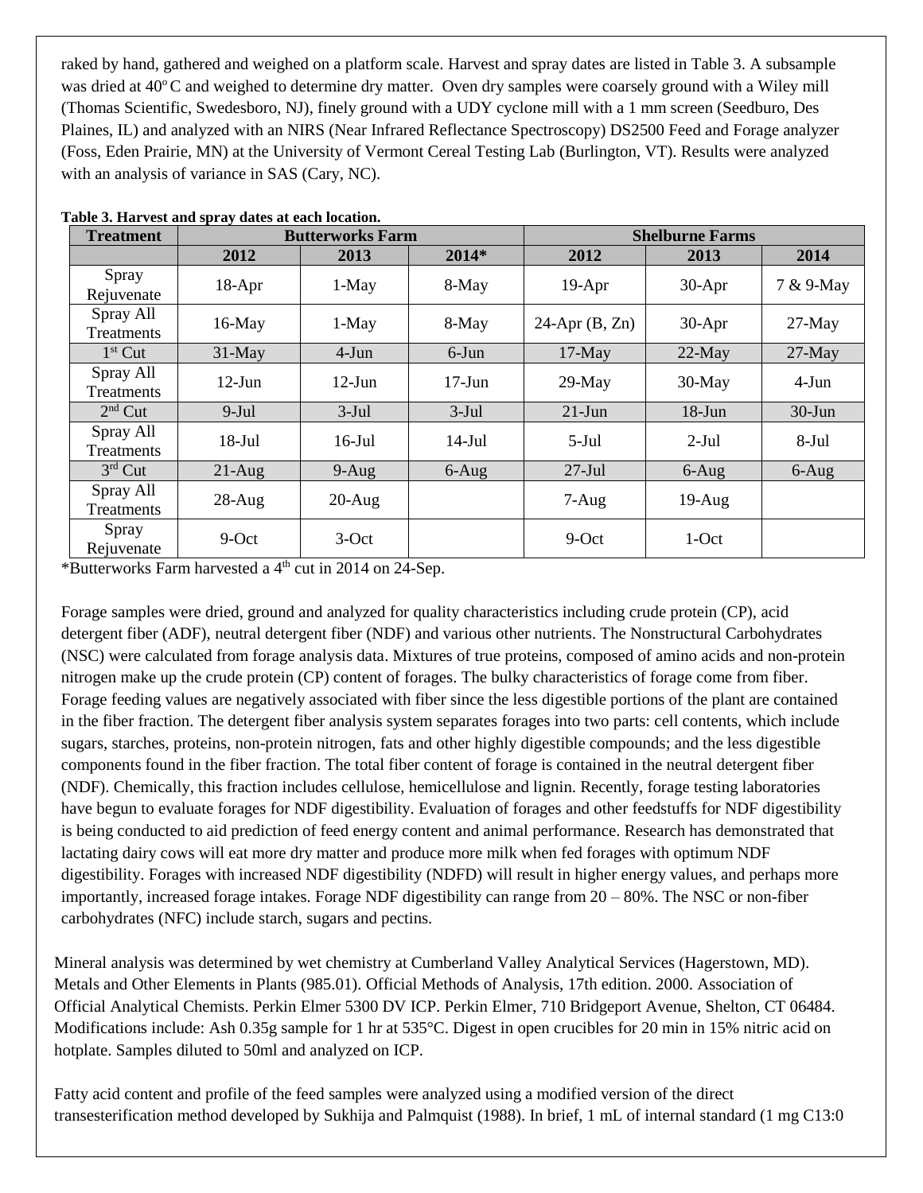raked by hand, gathered and weighed on a platform scale. Harvest and spray dates are listed in Table 3. A subsample was dried at 40° C and weighed to determine dry matter. Oven dry samples were coarsely ground with a Wiley mill (Thomas Scientific, Swedesboro, NJ), finely ground with a UDY cyclone mill with a 1 mm screen (Seedburo, Des Plaines, IL) and analyzed with an NIRS (Near Infrared Reflectance Spectroscopy) DS2500 Feed and Forage analyzer (Foss, Eden Prairie, MN) at the University of Vermont Cereal Testing Lab (Burlington, VT). Results were analyzed with an analysis of variance in SAS (Cary, NC).

**Table 3. Harvest and spray dates at each location.**

| Treatment | Butterworks Farm | | | Shelburne Farms | | |
|---|---|---|---|---|---|---|
| | **2012** | **2013** | **2014*** | **2012** | **2013** | **2014** |
| Spray Rejuvenate | 18-Apr | 1-May | 8-May | 19-Apr | 30-Apr | 7 & 9-May |
| Spray All Treatments | 16-May | 1-May | 8-May | 24-Apr (B, Zn) | 30-Apr | 27-May |
| 1st Cut | 31-May | 4-Jun | 6-Jun | 17-May | 22-May | 27-May |
| Spray All Treatments | 12-Jun | 12-Jun | 17-Jun | 29-May | 30-May | 4-Jun |
| 2nd Cut | 9-Jul | 3-Jul | 3-Jul | 21-Jun | 18-Jun | 30-Jun |
| Spray All Treatments | 18-Jul | 16-Jul | 14-Jul | 5-Jul | 2-Jul | 8-Jul |
| 3rd Cut | 21-Aug | 9-Aug | 6-Aug | 27-Jul | 6-Aug | 6-Aug |
| Spray All Treatments | 28-Aug | 20-Aug | | 7-Aug | 19-Aug | |
| Spray Rejuvenate | 9-Oct | 3-Oct | | 9-Oct | 1-Oct | |

*Butterworks Farm harvested a 4th cut in 2014 on 24-Sep.

Forage samples were dried, ground and analyzed for quality characteristics including crude protein (CP), acid detergent fiber (ADF), neutral detergent fiber (NDF) and various other nutrients. The Nonstructural Carbohydrates (NSC) were calculated from forage analysis data. Mixtures of true proteins, composed of amino acids and non-protein nitrogen make up the crude protein (CP) content of forages. The bulky characteristics of forage come from fiber. Forage feeding values are negatively associated with fiber since the less digestible portions of the plant are contained in the fiber fraction. The detergent fiber analysis system separates forages into two parts: cell contents, which include sugars, starches, proteins, non-protein nitrogen, fats and other highly digestible compounds; and the less digestible components found in the fiber fraction. The total fiber content of forage is contained in the neutral detergent fiber (NDF). Chemically, this fraction includes cellulose, hemicellulose and lignin. Recently, forage testing laboratories have begun to evaluate forages for NDF digestibility. Evaluation of forages and other feedstuffs for NDF digestibility is being conducted to aid prediction of feed energy content and animal performance. Research has demonstrated that lactating dairy cows will eat more dry matter and produce more milk when fed forages with optimum NDF digestibility. Forages with increased NDF digestibility (NDFD) will result in higher energy values, and perhaps more importantly, increased forage intakes. Forage NDF digestibility can range from 20 – 80%. The NSC or non-fiber carbohydrates (NFC) include starch, sugars and pectins.

Mineral analysis was determined by wet chemistry at Cumberland Valley Analytical Services (Hagerstown, MD). Metals and Other Elements in Plants (985.01). Official Methods of Analysis, 17th edition. 2000. Association of Official Analytical Chemists. Perkin Elmer 5300 DV ICP. Perkin Elmer, 710 Bridgeport Avenue, Shelton, CT 06484. Modifications include: Ash 0.35g sample for 1 hr at 535°C. Digest in open crucibles for 20 min in 15% nitric acid on hotplate. Samples diluted to 50ml and analyzed on ICP.

Fatty acid content and profile of the feed samples were analyzed using a modified version of the direct transesterification method developed by Sukhija and Palmquist (1988). In brief, 1 mL of internal standard (1 mg C13:0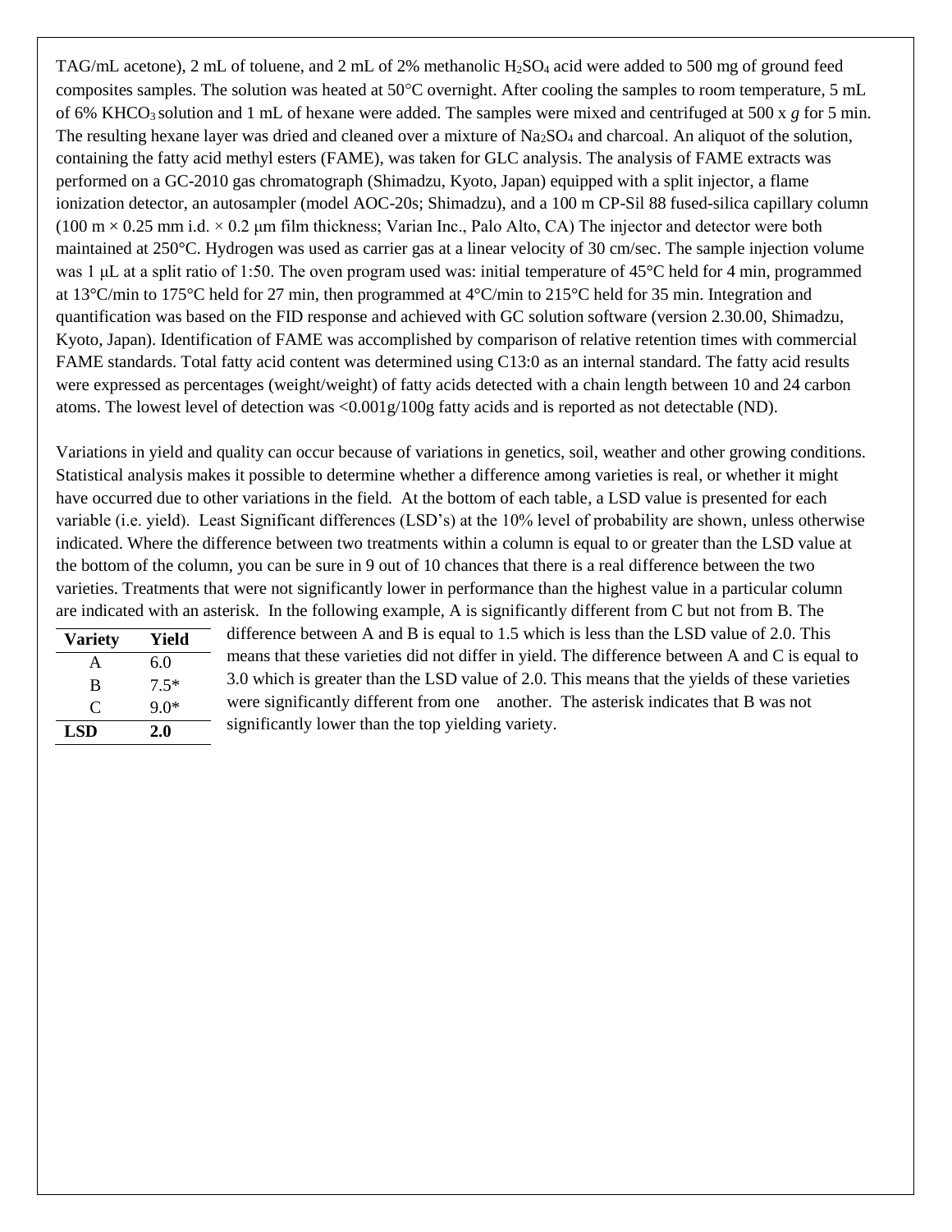TAG/mL acetone), 2 mL of toluene, and 2 mL of 2% methanolic $H_2SO_4$ acid were added to 500 mg of ground feed composites samples. The solution was heated at 50°C overnight. After cooling the samples to room temperature, 5 mL of 6% $KHCO_3$ solution and 1 mL of hexane were added. The samples were mixed and centrifuged at 500 x *g* for 5 min. The resulting hexane layer was dried and cleaned over a mixture of $Na_2SO_4$ and charcoal. An aliquot of the solution, containing the fatty acid methyl esters (FAME), was taken for GLC analysis. The analysis of FAME extracts was performed on a GC-2010 gas chromatograph (Shimadzu, Kyoto, Japan) equipped with a split injector, a flame ionization detector, an autosampler (model AOC-20s; Shimadzu), and a 100 m CP-Sil 88 fused-silica capillary column (100 m × 0.25 mm i.d. × 0.2 μm film thickness; Varian Inc., Palo Alto, CA) The injector and detector were both maintained at 250°C. Hydrogen was used as carrier gas at a linear velocity of 30 cm/sec. The sample injection volume was 1 μL at a split ratio of 1:50. The oven program used was: initial temperature of 45°C held for 4 min, programmed at 13°C/min to 175°C held for 27 min, then programmed at 4°C/min to 215°C held for 35 min. Integration and quantification was based on the FID response and achieved with GC solution software (version 2.30.00, Shimadzu, Kyoto, Japan). Identification of FAME was accomplished by comparison of relative retention times with commercial FAME standards. Total fatty acid content was determined using C13:0 as an internal standard. The fatty acid results were expressed as percentages (weight/weight) of fatty acids detected with a chain length between 10 and 24 carbon atoms. The lowest level of detection was <0.001g/100g fatty acids and is reported as not detectable (ND).

Variations in yield and quality can occur because of variations in genetics, soil, weather and other growing conditions. Statistical analysis makes it possible to determine whether a difference among varieties is real, or whether it might have occurred due to other variations in the field. At the bottom of each table, a LSD value is presented for each variable (i.e. yield). Least Significant differences (LSD's) at the 10% level of probability are shown, unless otherwise indicated. Where the difference between two treatments within a column is equal to or greater than the LSD value at the bottom of the column, you can be sure in 9 out of 10 chances that there is a real difference between the two varieties. Treatments that were not significantly lower in performance than the highest value in a particular column are indicated with an asterisk. In the following example, A is significantly different from C but not from B. The difference between A and B is equal to 1.5 which is less than the LSD value of 2.0. This means that these varieties did not differ in yield. The difference between A and C is equal to 3.0 which is greater than the LSD value of 2.0. This means that the yields of these varieties were significantly different from one another. The asterisk indicates that B was not significantly lower than the top yielding variety.

| Variety | Yield |
|---|---|
| A | 6.0 |
| B | 7.5* |
| C | 9.0* |
| **LSD** | **2.0** |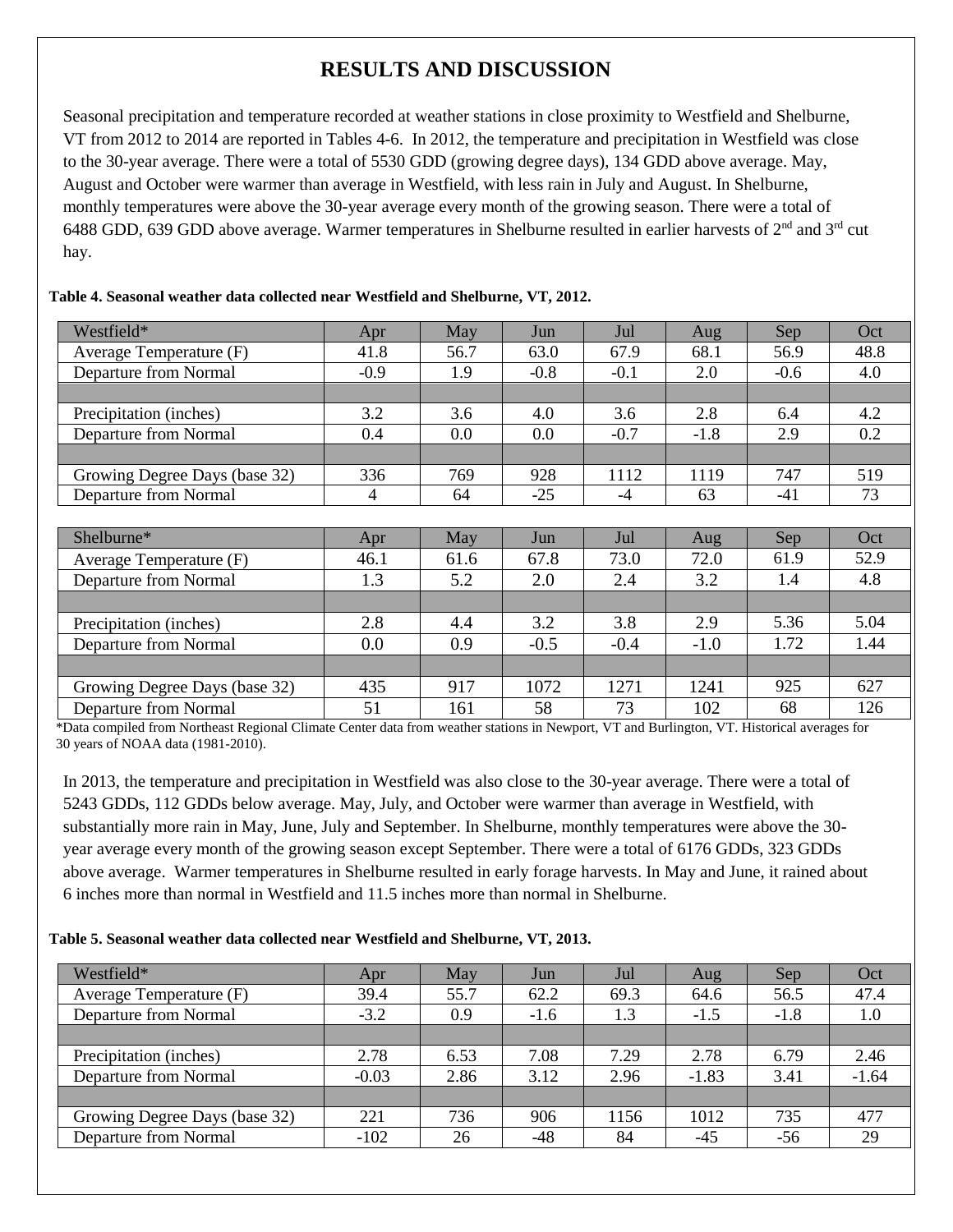# RESULTS AND DISCUSSION

Seasonal precipitation and temperature recorded at weather stations in close proximity to Westfield and Shelburne, VT from 2012 to 2014 are reported in Tables 4-6. In 2012, the temperature and precipitation in Westfield was close to the 30-year average. There were a total of 5530 GDD (growing degree days), 134 GDD above average. May, August and October were warmer than average in Westfield, with less rain in July and August. In Shelburne, monthly temperatures were above the 30-year average every month of the growing season. There were a total of 6488 GDD, 639 GDD above average. Warmer temperatures in Shelburne resulted in earlier harvests of 2nd and 3rd cut hay.

**Table 4. Seasonal weather data collected near Westfield and Shelburne, VT, 2012.**

| Westfield* | Apr | May | Jun | Jul | Aug | Sep | Oct |
|---|---|---|---|---|---|---|---|
| Average Temperature (F) | 41.8 | 56.7 | 63.0 | 67.9 | 68.1 | 56.9 | 48.8 |
| Departure from Normal | -0.9 | 1.9 | -0.8 | -0.1 | 2.0 | -0.6 | 4.0 |
| | | | | | | | |
| Precipitation (inches) | 3.2 | 3.6 | 4.0 | 3.6 | 2.8 | 6.4 | 4.2 |
| Departure from Normal | 0.4 | 0.0 | 0.0 | -0.7 | -1.8 | 2.9 | 0.2 |
| | | | | | | | |
| Growing Degree Days (base 32) | 336 | 769 | 928 | 1112 | 1119 | 747 | 519 |
| Departure from Normal | 4 | 64 | -25 | -4 | 63 | -41 | 73 |

| Shelburne* | Apr | May | Jun | Jul | Aug | Sep | Oct |
|---|---|---|---|---|---|---|---|
| Average Temperature (F) | 46.1 | 61.6 | 67.8 | 73.0 | 72.0 | 61.9 | 52.9 |
| Departure from Normal | 1.3 | 5.2 | 2.0 | 2.4 | 3.2 | 1.4 | 4.8 |
| | | | | | | | |
| Precipitation (inches) | 2.8 | 4.4 | 3.2 | 3.8 | 2.9 | 5.36 | 5.04 |
| Departure from Normal | 0.0 | 0.9 | -0.5 | -0.4 | -1.0 | 1.72 | 1.44 |
| | | | | | | | |
| Growing Degree Days (base 32) | 435 | 917 | 1072 | 1271 | 1241 | 925 | 627 |
| Departure from Normal | 51 | 161 | 58 | 73 | 102 | 68 | 126 |

*Data compiled from Northeast Regional Climate Center data from weather stations in Newport, VT and Burlington, VT. Historical averages for 30 years of NOAA data (1981-2010).

In 2013, the temperature and precipitation in Westfield was also close to the 30-year average. There were a total of 5243 GDDs, 112 GDDs below average. May, July, and October were warmer than average in Westfield, with substantially more rain in May, June, July and September. In Shelburne, monthly temperatures were above the 30-year average every month of the growing season except September. There were a total of 6176 GDDs, 323 GDDs above average. Warmer temperatures in Shelburne resulted in early forage harvests. In May and June, it rained about 6 inches more than normal in Westfield and 11.5 inches more than normal in Shelburne.

**Table 5. Seasonal weather data collected near Westfield and Shelburne, VT, 2013.**

| Westfield* | Apr | May | Jun | Jul | Aug | Sep | Oct |
|---|---|---|---|---|---|---|---|
| Average Temperature (F) | 39.4 | 55.7 | 62.2 | 69.3 | 64.6 | 56.5 | 47.4 |
| Departure from Normal | -3.2 | 0.9 | -1.6 | 1.3 | -1.5 | -1.8 | 1.0 |
| | | | | | | | |
| Precipitation (inches) | 2.78 | 6.53 | 7.08 | 7.29 | 2.78 | 6.79 | 2.46 |
| Departure from Normal | -0.03 | 2.86 | 3.12 | 2.96 | -1.83 | 3.41 | -1.64 |
| | | | | | | | |
| Growing Degree Days (base 32) | 221 | 736 | 906 | 1156 | 1012 | 735 | 477 |
| Departure from Normal | -102 | 26 | -48 | 84 | -45 | -56 | 29 |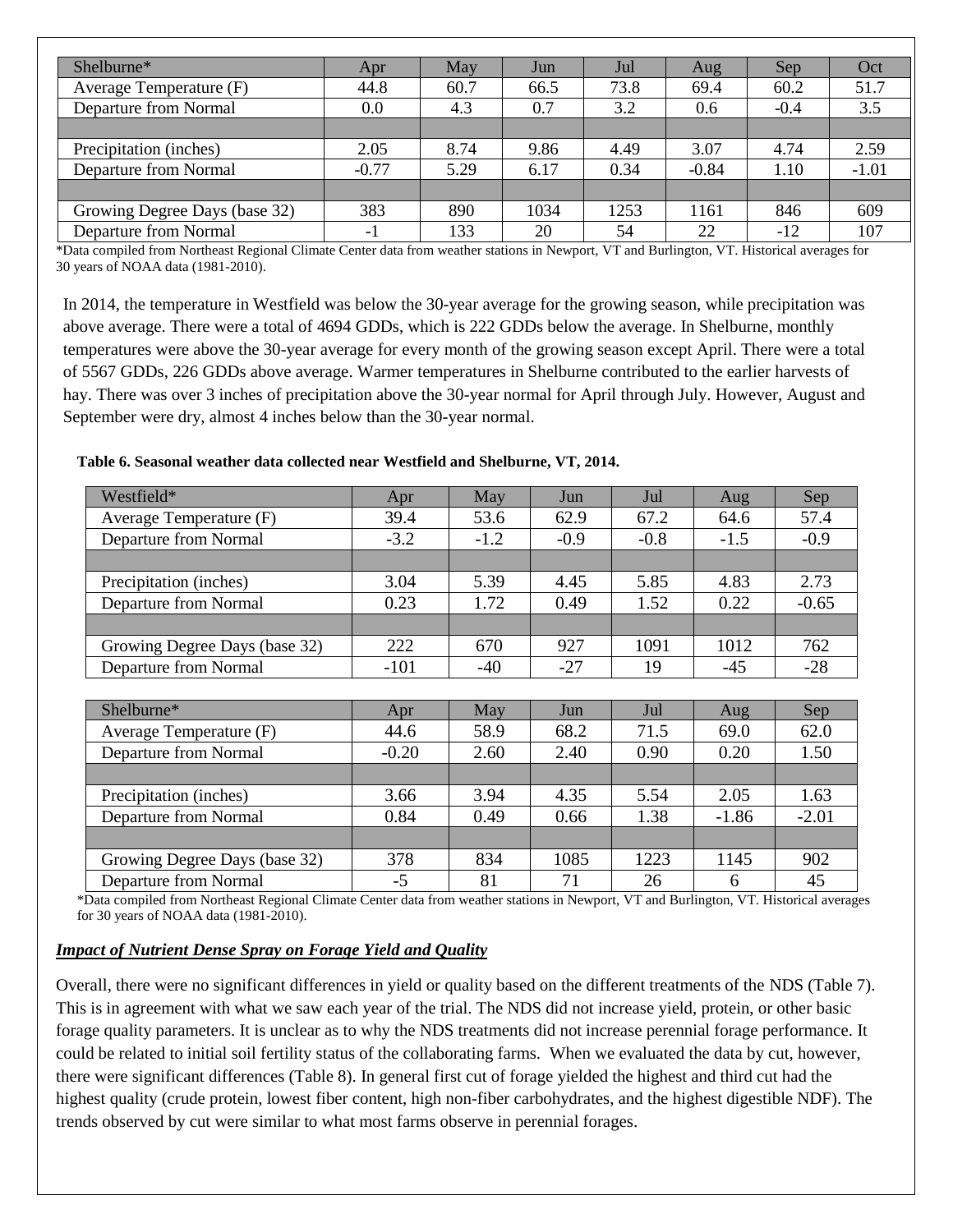| Shelburne* | Apr | May | Jun | Jul | Aug | Sep | Oct |
|---|---|---|---|---|---|---|---|
| Average Temperature (F) | 44.8 | 60.7 | 66.5 | 73.8 | 69.4 | 60.2 | 51.7 |
| Departure from Normal | 0.0 | 4.3 | 0.7 | 3.2 | 0.6 | -0.4 | 3.5 |
| | | | | | | | |
| Precipitation (inches) | 2.05 | 8.74 | 9.86 | 4.49 | 3.07 | 4.74 | 2.59 |
| Departure from Normal | -0.77 | 5.29 | 6.17 | 0.34 | -0.84 | 1.10 | -1.01 |
| | | | | | | | |
| Growing Degree Days (base 32) | 383 | 890 | 1034 | 1253 | 1161 | 846 | 609 |
| Departure from Normal | -1 | 133 | 20 | 54 | 22 | -12 | 107 |

*Data compiled from Northeast Regional Climate Center data from weather stations in Newport, VT and Burlington, VT. Historical averages for 30 years of NOAA data (1981-2010).

In 2014, the temperature in Westfield was below the 30-year average for the growing season, while precipitation was above average. There were a total of 4694 GDDs, which is 222 GDDs below the average. In Shelburne, monthly temperatures were above the 30-year average for every month of the growing season except April. There were a total of 5567 GDDs, 226 GDDs above average. Warmer temperatures in Shelburne contributed to the earlier harvests of hay. There was over 3 inches of precipitation above the 30-year normal for April through July. However, August and September were dry, almost 4 inches below than the 30-year normal.

**Table 6. Seasonal weather data collected near Westfield and Shelburne, VT, 2014.**

| Westfield* | Apr | May | Jun | Jul | Aug | Sep |
|---|---|---|---|---|---|---|
| Average Temperature (F) | 39.4 | 53.6 | 62.9 | 67.2 | 64.6 | 57.4 |
| Departure from Normal | -3.2 | -1.2 | -0.9 | -0.8 | -1.5 | -0.9 |
| | | | | | | |
| Precipitation (inches) | 3.04 | 5.39 | 4.45 | 5.85 | 4.83 | 2.73 |
| Departure from Normal | 0.23 | 1.72 | 0.49 | 1.52 | 0.22 | -0.65 |
| | | | | | | |
| Growing Degree Days (base 32) | 222 | 670 | 927 | 1091 | 1012 | 762 |
| Departure from Normal | -101 | -40 | -27 | 19 | -45 | -28 |

| Shelburne* | Apr | May | Jun | Jul | Aug | Sep |
|---|---|---|---|---|---|---|
| Average Temperature (F) | 44.6 | 58.9 | 68.2 | 71.5 | 69.0 | 62.0 |
| Departure from Normal | -0.20 | 2.60 | 2.40 | 0.90 | 0.20 | 1.50 |
| | | | | | | |
| Precipitation (inches) | 3.66 | 3.94 | 4.35 | 5.54 | 2.05 | 1.63 |
| Departure from Normal | 0.84 | 0.49 | 0.66 | 1.38 | -1.86 | -2.01 |
| | | | | | | |
| Growing Degree Days (base 32) | 378 | 834 | 1085 | 1223 | 1145 | 902 |
| Departure from Normal | -5 | 81 | 71 | 26 | 6 | 45 |

*Data compiled from Northeast Regional Climate Center data from weather stations in Newport, VT and Burlington, VT. Historical averages for 30 years of NOAA data (1981-2010).

***Impact of Nutrient Dense Spray on Forage Yield and Quality***

Overall, there were no significant differences in yield or quality based on the different treatments of the NDS (Table 7). This is in agreement with what we saw each year of the trial. The NDS did not increase yield, protein, or other basic forage quality parameters. It is unclear as to why the NDS treatments did not increase perennial forage performance. It could be related to initial soil fertility status of the collaborating farms. When we evaluated the data by cut, however, there were significant differences (Table 8). In general first cut of forage yielded the highest and third cut had the highest quality (crude protein, lowest fiber content, high non-fiber carbohydrates, and the highest digestible NDF). The trends observed by cut were similar to what most farms observe in perennial forages.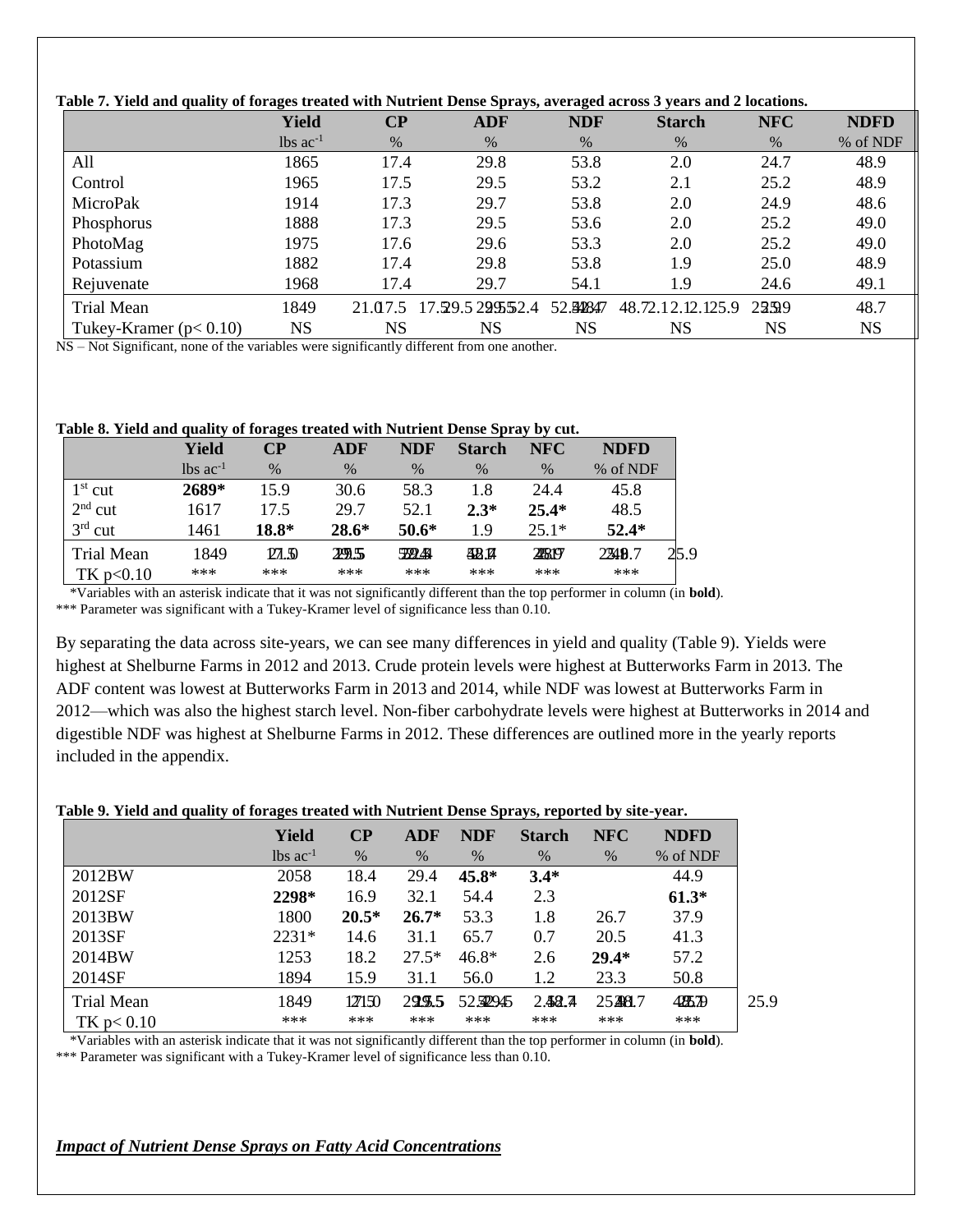**Table 7. Yield and quality of forages treated with Nutrient Dense Sprays, averaged across 3 years and 2 locations.**

| | Yield | CP | ADF | NDF | Starch | NFC | NDFD |
|---|---|---|---|---|---|---|---|
| | lbs ac$^{-1}$ | % | % | % | % | % | % of NDF |
| All | 1865 | 17.4 | 29.8 | 53.8 | 2.0 | 24.7 | 48.9 |
| Control | 1965 | 17.5 | 29.5 | 53.2 | 2.1 | 25.2 | 48.9 |
| MicroPak | 1914 | 17.3 | 29.7 | 53.8 | 2.0 | 24.9 | 48.6 |
| Phosphorus | 1888 | 17.3 | 29.5 | 53.6 | 2.0 | 25.2 | 49.0 |
| PhotoMag | 1975 | 17.6 | 29.6 | 53.3 | 2.0 | 25.2 | 49.0 |
| Potassium | 1882 | 17.4 | 29.8 | 53.8 | 1.9 | 25.0 | 48.9 |
| Rejuvenate | 1968 | 17.4 | 29.7 | 54.1 | 1.9 | 24.6 | 49.1 |
| Trial Mean | 1849 | 21.0 17.5 | 17.5 29.5 29.5 52.4 | 52.8 48.7 | 48.7 2.1 2.1 2.1 25.9 | 25.9 | 48.7 |
| Tukey-Kramer (p< 0.10) | NS | NS | NS | NS | NS | NS | NS |

NS – Not Significant, none of the variables were significantly different from one another.

**Table 8. Yield and quality of forages treated with Nutrient Dense Spray by cut.**

| | Yield | CP | ADF | NDF | Starch | NFC | NDFD |
|---|---|---|---|---|---|---|---|
| | lbs ac$^{-1}$ | % | % | % | % | % | % of NDF |
| 1$^{st}$ cut | **2689*** | 15.9 | 30.6 | 58.3 | 1.8 | 24.4 | 45.8 |
| 2$^{nd}$ cut | 1617 | 17.5 | 29.7 | 52.1 | **2.3*** | **25.4*** | 48.5 |
| 3$^{rd}$ cut | 1461 | **18.8*** | **28.6*** | **50.6*** | 1.9 | 25.1* | **52.4*** |
| Trial Mean | 1849 | 21.0 17.5 | 29.5 | 52.4 | 48.7 2.1 | 25.9 | 2.1 48.7 25.9 |
| TK p<0.10 | *** | *** | *** | *** | *** | *** | *** |

*Variables with an asterisk indicate that it was not significantly different than the top performer in column (in **bold**).
*** Parameter was significant with a Tukey-Kramer level of significance less than 0.10.

By separating the data across site-years, we can see many differences in yield and quality (Table 9). Yields were highest at Shelburne Farms in 2012 and 2013. Crude protein levels were highest at Butterworks Farm in 2013. The ADF content was lowest at Butterworks Farm in 2013 and 2014, while NDF was lowest at Butterworks Farm in 2012—which was also the highest starch level. Non-fiber carbohydrate levels were highest at Butterworks in 2014 and digestible NDF was highest at Shelburne Farms in 2012. These differences are outlined more in the yearly reports included in the appendix.

**Table 9. Yield and quality of forages treated with Nutrient Dense Sprays, reported by site-year.**

| | Yield | CP | ADF | NDF | Starch | NFC | NDFD |
|---|---|---|---|---|---|---|---|
| | lbs ac$^{-1}$ | % | % | % | % | % | % of NDF |
| 2012BW | 2058 | 18.4 | 29.4 | **45.8*** | **3.4*** | | 44.9 |
| 2012SF | **2298*** | 16.9 | 32.1 | 54.4 | 2.3 | | **61.3*** |
| 2013BW | 1800 | **20.5*** | **26.7*** | 53.3 | 1.8 | 26.7 | 37.9 |
| 2013SF | 2231* | 14.6 | 31.1 | 65.7 | 0.7 | 20.5 | 41.3 |
| 2014BW | 1253 | 18.2 | 27.5* | 46.8* | 2.6 | **29.4*** | 57.2 |
| 2014SF | 1894 | 15.9 | 31.1 | 56.0 | 1.2 | 23.3 | 50.8 |
| Trial Mean | 1849 | 17.5 21.0 | 29.5 29.5 | 52.4 52.4 29.5 | 2.1 48.7 | 25.9 48.7 | 48.7 25.9 |
| TK p< 0.10 | *** | *** | *** | *** | *** | *** | *** |

*Variables with an asterisk indicate that it was not significantly different than the top performer in column (in **bold**).
*** Parameter was significant with a Tukey-Kramer level of significance less than 0.10.

***Impact of Nutrient Dense Sprays on Fatty Acid Concentrations***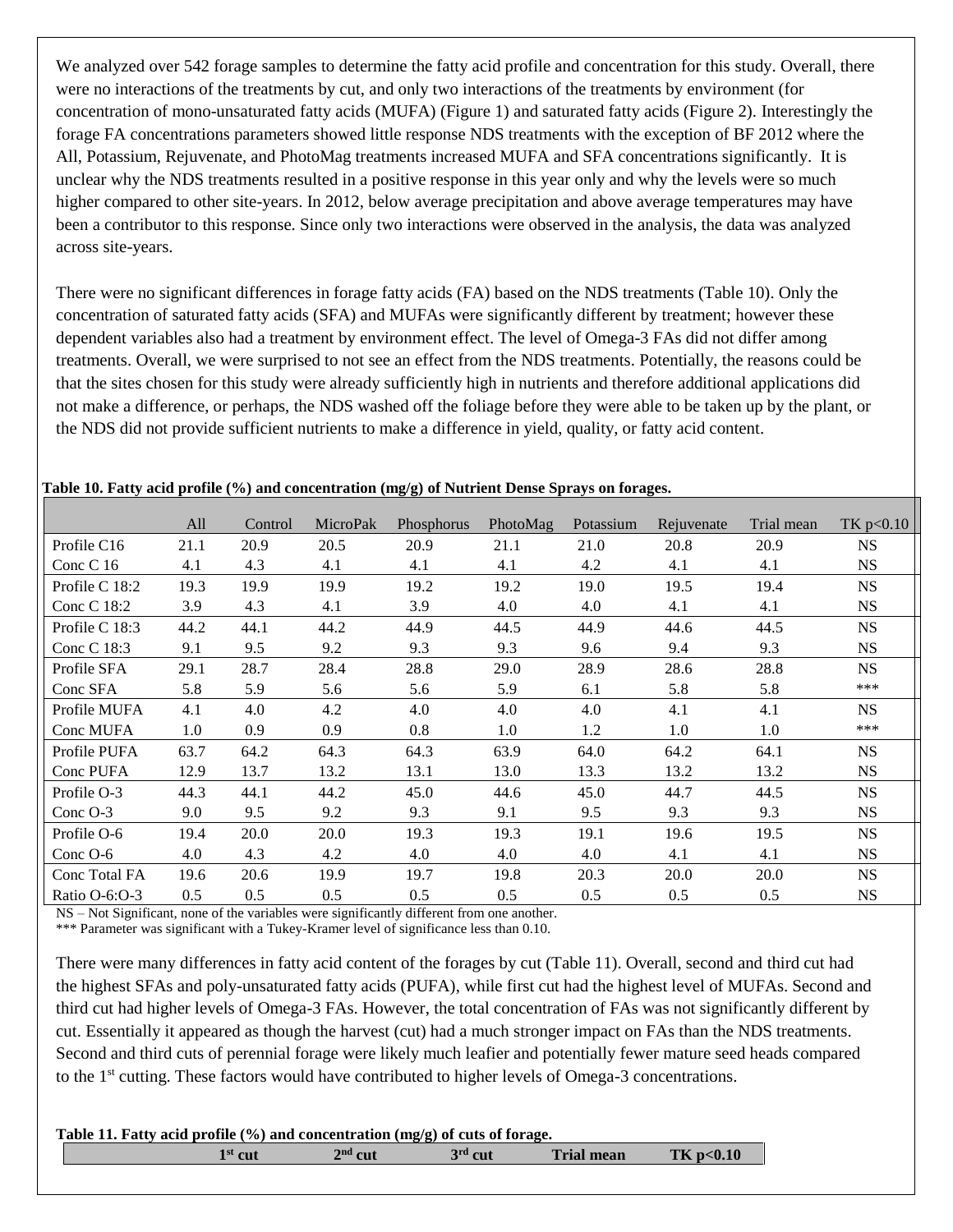We analyzed over 542 forage samples to determine the fatty acid profile and concentration for this study. Overall, there were no interactions of the treatments by cut, and only two interactions of the treatments by environment (for concentration of mono-unsaturated fatty acids (MUFA) (Figure 1) and saturated fatty acids (Figure 2). Interestingly the forage FA concentrations parameters showed little response NDS treatments with the exception of BF 2012 where the All, Potassium, Rejuvenate, and PhotoMag treatments increased MUFA and SFA concentrations significantly. It is unclear why the NDS treatments resulted in a positive response in this year only and why the levels were so much higher compared to other site-years. In 2012, below average precipitation and above average temperatures may have been a contributor to this response. Since only two interactions were observed in the analysis, the data was analyzed across site-years.

There were no significant differences in forage fatty acids (FA) based on the NDS treatments (Table 10). Only the concentration of saturated fatty acids (SFA) and MUFAs were significantly different by treatment; however these dependent variables also had a treatment by environment effect. The level of Omega-3 FAs did not differ among treatments. Overall, we were surprised to not see an effect from the NDS treatments. Potentially, the reasons could be that the sites chosen for this study were already sufficiently high in nutrients and therefore additional applications did not make a difference, or perhaps, the NDS washed off the foliage before they were able to be taken up by the plant, or the NDS did not provide sufficient nutrients to make a difference in yield, quality, or fatty acid content.

**Table 10. Fatty acid profile (%) and concentration (mg/g) of Nutrient Dense Sprays on forages.**

| | All | Control | MicroPak | Phosphorus | PhotoMag | Potassium | Rejuvenate | Trial mean | TK p<0.10 |
|---|---|---|---|---|---|---|---|---|---|
| Profile C16 | 21.1 | 20.9 | 20.5 | 20.9 | 21.1 | 21.0 | 20.8 | 20.9 | NS |
| Conc C 16 | 4.1 | 4.3 | 4.1 | 4.1 | 4.1 | 4.2 | 4.1 | 4.1 | NS |
| Profile C 18:2 | 19.3 | 19.9 | 19.9 | 19.2 | 19.2 | 19.0 | 19.5 | 19.4 | NS |
| Conc C 18:2 | 3.9 | 4.3 | 4.1 | 3.9 | 4.0 | 4.0 | 4.1 | 4.1 | NS |
| Profile C 18:3 | 44.2 | 44.1 | 44.2 | 44.9 | 44.5 | 44.9 | 44.6 | 44.5 | NS |
| Conc C 18:3 | 9.1 | 9.5 | 9.2 | 9.3 | 9.3 | 9.6 | 9.4 | 9.3 | NS |
| Profile SFA | 29.1 | 28.7 | 28.4 | 28.8 | 29.0 | 28.9 | 28.6 | 28.8 | NS |
| Conc SFA | 5.8 | 5.9 | 5.6 | 5.6 | 5.9 | 6.1 | 5.8 | 5.8 | *** |
| Profile MUFA | 4.1 | 4.0 | 4.2 | 4.0 | 4.0 | 4.0 | 4.1 | 4.1 | NS |
| Conc MUFA | 1.0 | 0.9 | 0.9 | 0.8 | 1.0 | 1.2 | 1.0 | 1.0 | *** |
| Profile PUFA | 63.7 | 64.2 | 64.3 | 64.3 | 63.9 | 64.0 | 64.2 | 64.1 | NS |
| Conc PUFA | 12.9 | 13.7 | 13.2 | 13.1 | 13.0 | 13.3 | 13.2 | 13.2 | NS |
| Profile O-3 | 44.3 | 44.1 | 44.2 | 45.0 | 44.6 | 45.0 | 44.7 | 44.5 | NS |
| Conc O-3 | 9.0 | 9.5 | 9.2 | 9.3 | 9.1 | 9.5 | 9.3 | 9.3 | NS |
| Profile O-6 | 19.4 | 20.0 | 20.0 | 19.3 | 19.3 | 19.1 | 19.6 | 19.5 | NS |
| Conc O-6 | 4.0 | 4.3 | 4.2 | 4.0 | 4.0 | 4.0 | 4.1 | 4.1 | NS |
| Conc Total FA | 19.6 | 20.6 | 19.9 | 19.7 | 19.8 | 20.3 | 20.0 | 20.0 | NS |
| Ratio O-6:O-3 | 0.5 | 0.5 | 0.5 | 0.5 | 0.5 | 0.5 | 0.5 | 0.5 | NS |

NS – Not Significant, none of the variables were significantly different from one another.
*** Parameter was significant with a Tukey-Kramer level of significance less than 0.10.

There were many differences in fatty acid content of the forages by cut (Table 11). Overall, second and third cut had the highest SFAs and poly-unsaturated fatty acids (PUFA), while first cut had the highest level of MUFAs. Second and third cut had higher levels of Omega-3 FAs. However, the total concentration of FAs was not significantly different by cut. Essentially it appeared as though the harvest (cut) had a much stronger impact on FAs than the NDS treatments. Second and third cuts of perennial forage were likely much leafier and potentially fewer mature seed heads compared to the 1st cutting. These factors would have contributed to higher levels of Omega-3 concentrations.

**Table 11. Fatty acid profile (%) and concentration (mg/g) of cuts of forage.**

| | 1st cut | 2nd cut | 3rd cut | Trial mean | TK p<0.10 |
|---|---|---|---|---|---|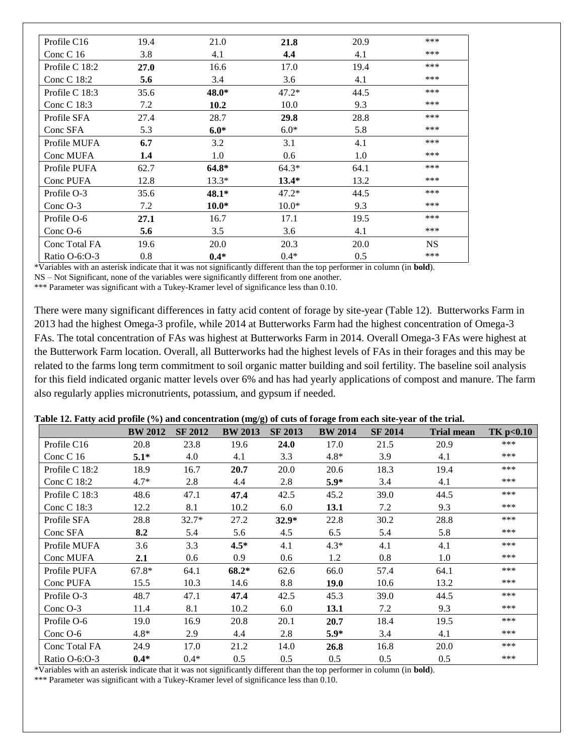| | | | | | |
|---|---|---|---|---|---|
| Profile C16 | 19.4 | 21.0 | **21.8** | 20.9 | *** |
| Conc C 16 | 3.8 | 4.1 | **4.4** | 4.1 | *** |
| Profile C 18:2 | **27.0** | 16.6 | 17.0 | 19.4 | *** |
| Conc C 18:2 | **5.6** | 3.4 | 3.6 | 4.1 | *** |
| Profile C 18:3 | 35.6 | **48.0*** | 47.2* | 44.5 | *** |
| Conc C 18:3 | 7.2 | **10.2** | 10.0 | 9.3 | *** |
| Profile SFA | 27.4 | 28.7 | **29.8** | 28.8 | *** |
| Conc SFA | 5.3 | **6.0*** | 6.0* | 5.8 | *** |
| Profile MUFA | **6.7** | 3.2 | 3.1 | 4.1 | *** |
| Conc MUFA | **1.4** | 1.0 | 0.6 | 1.0 | *** |
| Profile PUFA | 62.7 | **64.8*** | 64.3* | 64.1 | *** |
| Conc PUFA | 12.8 | 13.3* | **13.4*** | 13.2 | *** |
| Profile O-3 | 35.6 | **48.1*** | 47.2* | 44.5 | *** |
| Conc O-3 | 7.2 | **10.0*** | 10.0* | 9.3 | *** |
| Profile O-6 | **27.1** | 16.7 | 17.1 | 19.5 | *** |
| Conc O-6 | **5.6** | 3.5 | 3.6 | 4.1 | *** |
| Conc Total FA | 19.6 | 20.0 | 20.3 | 20.0 | NS |
| Ratio O-6:O-3 | 0.8 | **0.4*** | 0.4* | 0.5 | *** |

*Variables with an asterisk indicate that it was not significantly different than the top performer in column (in **bold**).

NS – Not Significant, none of the variables were significantly different from one another.

*** Parameter was significant with a Tukey-Kramer level of significance less than 0.10.

There were many significant differences in fatty acid content of forage by site-year (Table 12). Butterworks Farm in 2013 had the highest Omega-3 profile, while 2014 at Butterworks Farm had the highest concentration of Omega-3 FAs. The total concentration of FAs was highest at Butterworks Farm in 2014. Overall Omega-3 FAs were highest at the Butterwork Farm location. Overall, all Butterworks had the highest levels of FAs in their forages and this may be related to the farms long term commitment to soil organic matter building and soil fertility. The baseline soil analysis for this field indicated organic matter levels over 6% and has had yearly applications of compost and manure. The farm also regularly applies micronutrients, potassium, and gypsum if needed.

**Table 12. Fatty acid profile (%) and concentration (mg/g) of cuts of forage from each site-year of the trial.**

| | BW 2012 | SF 2012 | BW 2013 | SF 2013 | BW 2014 | SF 2014 | Trial mean | TK p<0.10 |
|---|---|---|---|---|---|---|---|---|
| Profile C16 | 20.8 | 23.8 | 19.6 | **24.0** | 17.0 | 21.5 | 20.9 | *** |
| Conc C 16 | **5.1*** | 4.0 | 4.1 | 3.3 | 4.8* | 3.9 | 4.1 | *** |
| Profile C 18:2 | 18.9 | 16.7 | **20.7** | 20.0 | 20.6 | 18.3 | 19.4 | *** |
| Conc C 18:2 | 4.7* | 2.8 | 4.4 | 2.8 | **5.9*** | 3.4 | 4.1 | *** |
| Profile C 18:3 | 48.6 | 47.1 | **47.4** | 42.5 | 45.2 | 39.0 | 44.5 | *** |
| Conc C 18:3 | 12.2 | 8.1 | 10.2 | 6.0 | **13.1** | 7.2 | 9.3 | *** |
| Profile SFA | 28.8 | 32.7* | 27.2 | **32.9*** | 22.8 | 30.2 | 28.8 | *** |
| Conc SFA | **8.2** | 5.4 | 5.6 | 4.5 | 6.5 | 5.4 | 5.8 | *** |
| Profile MUFA | 3.6 | 3.3 | **4.5*** | 4.1 | 4.3* | 4.1 | 4.1 | *** |
| Conc MUFA | **2.1** | 0.6 | 0.9 | 0.6 | 1.2 | 0.8 | 1.0 | *** |
| Profile PUFA | 67.8* | 64.1 | **68.2*** | 62.6 | 66.0 | 57.4 | 64.1 | *** |
| Conc PUFA | 15.5 | 10.3 | 14.6 | 8.8 | **19.0** | 10.6 | 13.2 | *** |
| Profile O-3 | 48.7 | 47.1 | **47.4** | 42.5 | 45.3 | 39.0 | 44.5 | *** |
| Conc O-3 | 11.4 | 8.1 | 10.2 | 6.0 | **13.1** | 7.2 | 9.3 | *** |
| Profile O-6 | 19.0 | 16.9 | 20.8 | 20.1 | **20.7** | 18.4 | 19.5 | *** |
| Conc O-6 | 4.8* | 2.9 | 4.4 | 2.8 | **5.9*** | 3.4 | 4.1 | *** |
| Conc Total FA | 24.9 | 17.0 | 21.2 | 14.0 | **26.8** | 16.8 | 20.0 | *** |
| Ratio O-6:O-3 | **0.4*** | 0.4* | 0.5 | 0.5 | 0.5 | 0.5 | 0.5 | *** |

*Variables with an asterisk indicate that it was not significantly different than the top performer in column (in **bold**).

*** Parameter was significant with a Tukey-Kramer level of significance less than 0.10.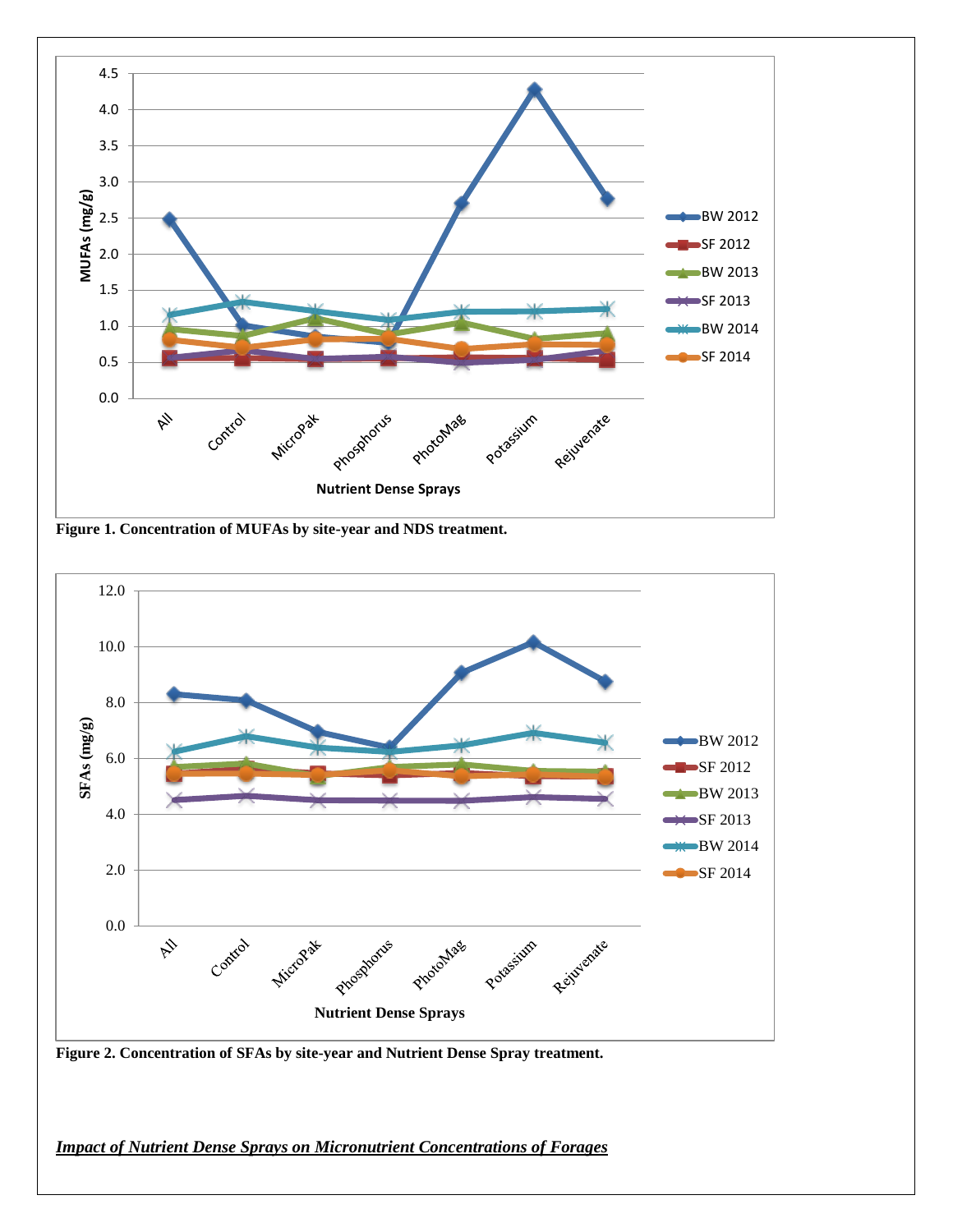**Figure 1. Concentration of MUFAs by site-year and NDS treatment.**

**Figure 2. Concentration of SFAs by site-year and Nutrient Dense Spray treatment.**

***Impact of Nutrient Dense Sprays on Micronutrient Concentrations of Forages***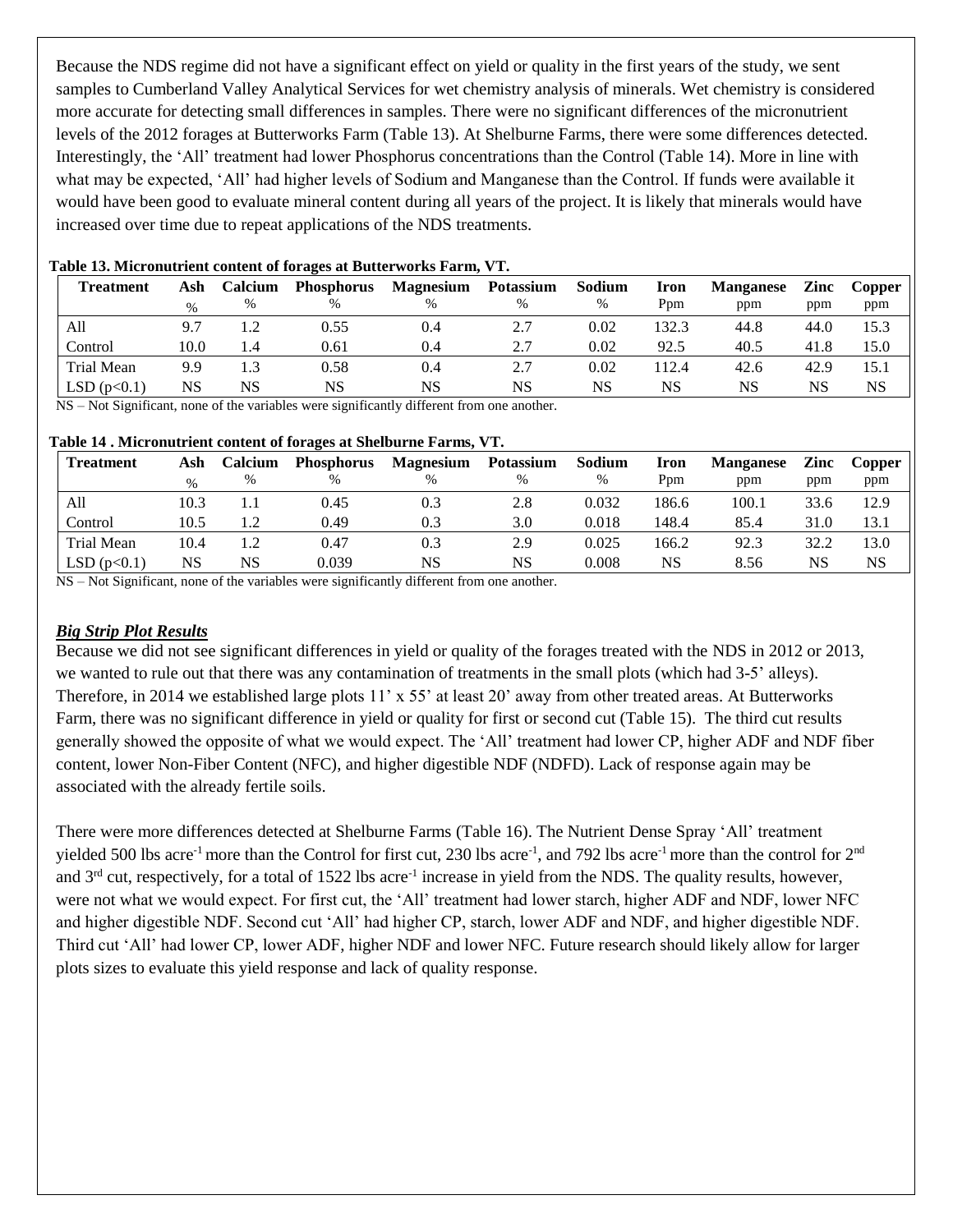Because the NDS regime did not have a significant effect on yield or quality in the first years of the study, we sent samples to Cumberland Valley Analytical Services for wet chemistry analysis of minerals. Wet chemistry is considered more accurate for detecting small differences in samples. There were no significant differences of the micronutrient levels of the 2012 forages at Butterworks Farm (Table 13). At Shelburne Farms, there were some differences detected. Interestingly, the 'All' treatment had lower Phosphorus concentrations than the Control (Table 14). More in line with what may be expected, 'All' had higher levels of Sodium and Manganese than the Control. If funds were available it would have been good to evaluate mineral content during all years of the project. It is likely that minerals would have increased over time due to repeat applications of the NDS treatments.

**Table 13. Micronutrient content of forages at Butterworks Farm, VT.**

| Treatment | Ash | Calcium | Phosphorus | Magnesium | Potassium | Sodium | Iron | Manganese | Zinc | Copper |
|---|---|---|---|---|---|---|---|---|---|---|
| | % | % | % | % | % | % | Ppm | ppm | ppm | ppm |
| All | 9.7 | 1.2 | 0.55 | 0.4 | 2.7 | 0.02 | 132.3 | 44.8 | 44.0 | 15.3 |
| Control | 10.0 | 1.4 | 0.61 | 0.4 | 2.7 | 0.02 | 92.5 | 40.5 | 41.8 | 15.0 |
| Trial Mean | 9.9 | 1.3 | 0.58 | 0.4 | 2.7 | 0.02 | 112.4 | 42.6 | 42.9 | 15.1 |
| LSD ($p<0.1$) | NS | NS | NS | NS | NS | NS | NS | NS | NS | NS |

NS – Not Significant, none of the variables were significantly different from one another.

**Table 14 . Micronutrient content of forages at Shelburne Farms, VT.**

| Treatment | Ash | Calcium | Phosphorus | Magnesium | Potassium | Sodium | Iron | Manganese | Zinc | Copper |
|---|---|---|---|---|---|---|---|---|---|---|
| | % | % | % | % | % | % | Ppm | ppm | ppm | ppm |
| All | 10.3 | 1.1 | 0.45 | 0.3 | 2.8 | 0.032 | 186.6 | 100.1 | 33.6 | 12.9 |
| Control | 10.5 | 1.2 | 0.49 | 0.3 | 3.0 | 0.018 | 148.4 | 85.4 | 31.0 | 13.1 |
| Trial Mean | 10.4 | 1.2 | 0.47 | 0.3 | 2.9 | 0.025 | 166.2 | 92.3 | 32.2 | 13.0 |
| LSD ($p<0.1$) | NS | NS | 0.039 | NS | NS | 0.008 | NS | 8.56 | NS | NS |

NS – Not Significant, none of the variables were significantly different from one another.

### ***Big Strip Plot Results***

Because we did not see significant differences in yield or quality of the forages treated with the NDS in 2012 or 2013, we wanted to rule out that there was any contamination of treatments in the small plots (which had 3-5' alleys). Therefore, in 2014 we established large plots 11' x 55' at least 20' away from other treated areas. At Butterworks Farm, there was no significant difference in yield or quality for first or second cut (Table 15). The third cut results generally showed the opposite of what we would expect. The 'All' treatment had lower CP, higher ADF and NDF fiber content, lower Non-Fiber Content (NFC), and higher digestible NDF (NDFD). Lack of response again may be associated with the already fertile soils.

There were more differences detected at Shelburne Farms (Table 16). The Nutrient Dense Spray 'All' treatment yielded 500 lbs acre$^{-1}$ more than the Control for first cut, 230 lbs acre$^{-1}$, and 792 lbs acre$^{-1}$ more than the control for 2$^{nd}$ and 3$^{rd}$ cut, respectively, for a total of 1522 lbs acre$^{-1}$ increase in yield from the NDS. The quality results, however, were not what we would expect. For first cut, the 'All' treatment had lower starch, higher ADF and NDF, lower NFC and higher digestible NDF. Second cut 'All' had higher CP, starch, lower ADF and NDF, and higher digestible NDF. Third cut 'All' had lower CP, lower ADF, higher NDF and lower NFC. Future research should likely allow for larger plots sizes to evaluate this yield response and lack of quality response.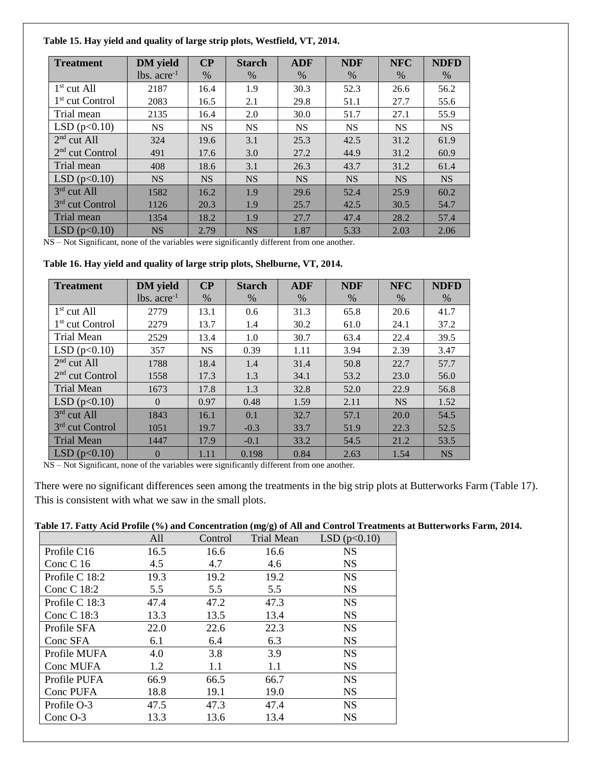**Table 15. Hay yield and quality of large strip plots, Westfield, VT, 2014.**

| Treatment | DM yield lbs. acre$^{-1}$ | CP % | Starch % | ADF % | NDF % | NFC % | NDFD % |
|---|---|---|---|---|---|---|---|
| 1st cut All | 2187 | 16.4 | 1.9 | 30.3 | 52.3 | 26.6 | 56.2 |
| 1st cut Control | 2083 | 16.5 | 2.1 | 29.8 | 51.1 | 27.7 | 55.6 |
| Trial mean | 2135 | 16.4 | 2.0 | 30.0 | 51.7 | 27.1 | 55.9 |
| LSD (p<0.10) | NS | NS | NS | NS | NS | NS | NS |
| 2nd cut All | 324 | 19.6 | 3.1 | 25.3 | 42.5 | 31.2 | 61.9 |
| 2nd cut Control | 491 | 17.6 | 3.0 | 27.2 | 44.9 | 31.2 | 60.9 |
| Trial mean | 408 | 18.6 | 3.1 | 26.3 | 43.7 | 31.2 | 61.4 |
| LSD (p<0.10) | NS | NS | NS | NS | NS | NS | NS |
| 3rd cut All | 1582 | 16.2 | 1.9 | 29.6 | 52.4 | 25.9 | 60.2 |
| 3rd cut Control | 1126 | 20.3 | 1.9 | 25.7 | 42.5 | 30.5 | 54.7 |
| Trial mean | 1354 | 18.2 | 1.9 | 27.7 | 47.4 | 28.2 | 57.4 |
| LSD (p<0.10) | NS | 2.79 | NS | 1.87 | 5.33 | 2.03 | 2.06 |

NS – Not Significant, none of the variables were significantly different from one another.

**Table 16. Hay yield and quality of large strip plots, Shelburne, VT, 2014.**

| Treatment | DM yield lbs. acre$^{-1}$ | CP % | Starch % | ADF % | NDF % | NFC % | NDFD % |
|---|---|---|---|---|---|---|---|
| 1st cut All | 2779 | 13.1 | 0.6 | 31.3 | 65.8 | 20.6 | 41.7 |
| 1st cut Control | 2279 | 13.7 | 1.4 | 30.2 | 61.0 | 24.1 | 37.2 |
| Trial Mean | 2529 | 13.4 | 1.0 | 30.7 | 63.4 | 22.4 | 39.5 |
| LSD (p<0.10) | 357 | NS | 0.39 | 1.11 | 3.94 | 2.39 | 3.47 |
| 2nd cut All | 1788 | 18.4 | 1.4 | 31.4 | 50.8 | 22.7 | 57.7 |
| 2nd cut Control | 1558 | 17.3 | 1.3 | 34.1 | 53.2 | 23.0 | 56.0 |
| Trial Mean | 1673 | 17.8 | 1.3 | 32.8 | 52.0 | 22.9 | 56.8 |
| LSD (p<0.10) | 0 | 0.97 | 0.48 | 1.59 | 2.11 | NS | 1.52 |
| 3rd cut All | 1843 | 16.1 | 0.1 | 32.7 | 57.1 | 20.0 | 54.5 |
| 3rd cut Control | 1051 | 19.7 | -0.3 | 33.7 | 51.9 | 22.3 | 52.5 |
| Trial Mean | 1447 | 17.9 | -0.1 | 33.2 | 54.5 | 21.2 | 53.5 |
| LSD (p<0.10) | 0 | 1.11 | 0.198 | 0.84 | 2.63 | 1.54 | NS |

NS – Not Significant, none of the variables were significantly different from one another.

There were no significant differences seen among the treatments in the big strip plots at Butterworks Farm (Table 17). This is consistent with what we saw in the small plots.

**Table 17. Fatty Acid Profile (%) and Concentration (mg/g) of All and Control Treatments at Butterworks Farm, 2014.**

| | All | Control | Trial Mean | LSD (p<0.10) |
|---|---|---|---|---|
| Profile C16 | 16.5 | 16.6 | 16.6 | NS |
| Conc C 16 | 4.5 | 4.7 | 4.6 | NS |
| Profile C 18:2 | 19.3 | 19.2 | 19.2 | NS |
| Conc C 18:2 | 5.5 | 5.5 | 5.5 | NS |
| Profile C 18:3 | 47.4 | 47.2 | 47.3 | NS |
| Conc C 18:3 | 13.3 | 13.5 | 13.4 | NS |
| Profile SFA | 22.0 | 22.6 | 22.3 | NS |
| Conc SFA | 6.1 | 6.4 | 6.3 | NS |
| Profile MUFA | 4.0 | 3.8 | 3.9 | NS |
| Conc MUFA | 1.2 | 1.1 | 1.1 | NS |
| Profile PUFA | 66.9 | 66.5 | 66.7 | NS |
| Conc PUFA | 18.8 | 19.1 | 19.0 | NS |
| Profile O-3 | 47.5 | 47.3 | 47.4 | NS |
| Conc O-3 | 13.3 | 13.6 | 13.4 | NS |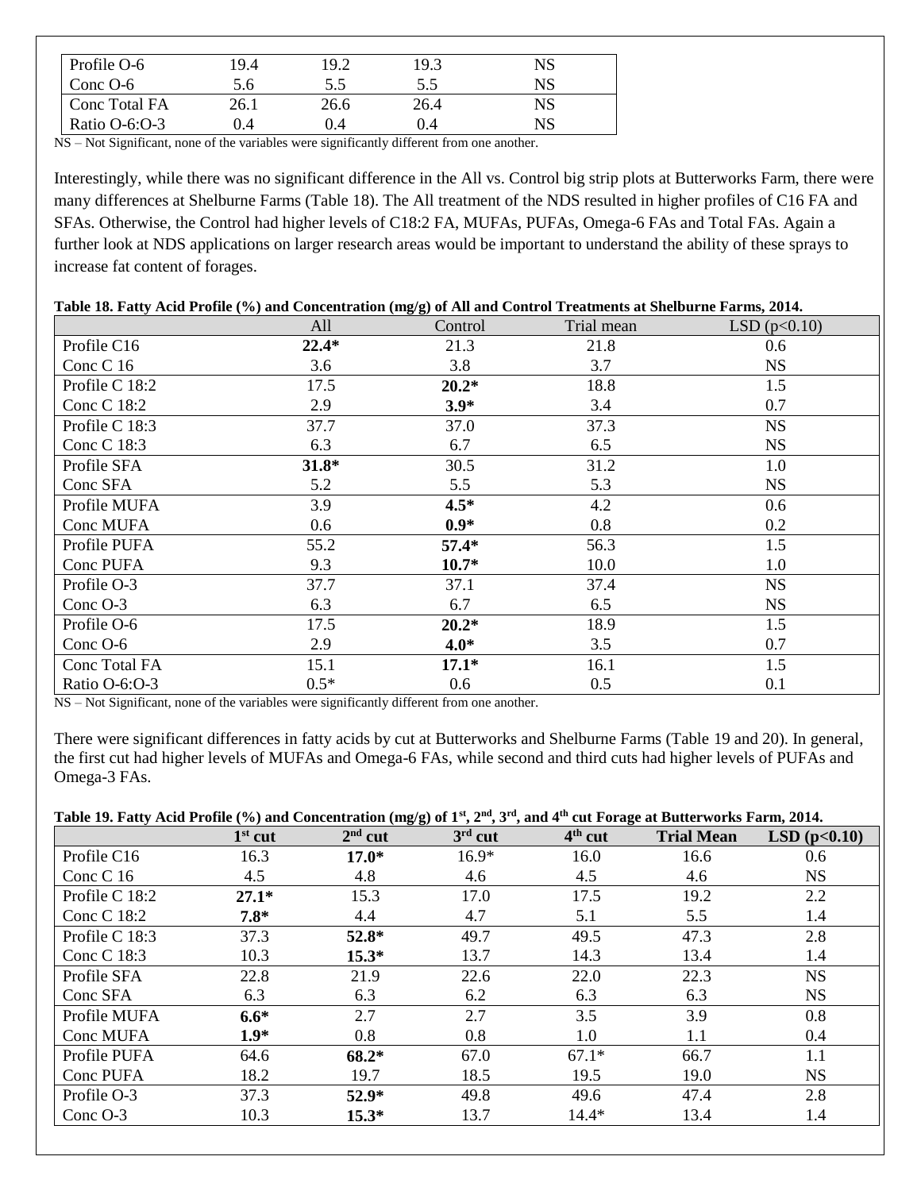| Profile O-6 | 19.4 | 19.2 | 19.3 | NS |
|---|---|---|---|---|
| Conc O-6 | 5.6 | 5.5 | 5.5 | NS |
| Conc Total FA | 26.1 | 26.6 | 26.4 | NS |
| Ratio O-6:O-3 | 0.4 | 0.4 | 0.4 | NS |

NS – Not Significant, none of the variables were significantly different from one another.

Interestingly, while there was no significant difference in the All vs. Control big strip plots at Butterworks Farm, there were many differences at Shelburne Farms (Table 18). The All treatment of the NDS resulted in higher profiles of C16 FA and SFAs. Otherwise, the Control had higher levels of C18:2 FA, MUFAs, PUFAs, Omega-6 FAs and Total FAs. Again a further look at NDS applications on larger research areas would be important to understand the ability of these sprays to increase fat content of forages.

**Table 18. Fatty Acid Profile (%) and Concentration (mg/g) of All and Control Treatments at Shelburne Farms, 2014.**

| | All | Control | Trial mean | LSD ($p<0.10$) |
|---|---|---|---|---|
| Profile C16 | **22.4*** | 21.3 | 21.8 | 0.6 |
| Conc C 16 | 3.6 | 3.8 | 3.7 | NS |
| Profile C 18:2 | 17.5 | **20.2*** | 18.8 | 1.5 |
| Conc C 18:2 | 2.9 | **3.9*** | 3.4 | 0.7 |
| Profile C 18:3 | 37.7 | 37.0 | 37.3 | NS |
| Conc C 18:3 | 6.3 | 6.7 | 6.5 | NS |
| Profile SFA | **31.8*** | 30.5 | 31.2 | 1.0 |
| Conc SFA | 5.2 | 5.5 | 5.3 | NS |
| Profile MUFA | 3.9 | **4.5*** | 4.2 | 0.6 |
| Conc MUFA | 0.6 | **0.9*** | 0.8 | 0.2 |
| Profile PUFA | 55.2 | **57.4*** | 56.3 | 1.5 |
| Conc PUFA | 9.3 | **10.7*** | 10.0 | 1.0 |
| Profile O-3 | 37.7 | 37.1 | 37.4 | NS |
| Conc O-3 | 6.3 | 6.7 | 6.5 | NS |
| Profile O-6 | 17.5 | **20.2*** | 18.9 | 1.5 |
| Conc O-6 | 2.9 | **4.0*** | 3.5 | 0.7 |
| Conc Total FA | 15.1 | **17.1*** | 16.1 | 1.5 |
| Ratio O-6:O-3 | 0.5* | 0.6 | 0.5 | 0.1 |

NS – Not Significant, none of the variables were significantly different from one another.

There were significant differences in fatty acids by cut at Butterworks and Shelburne Farms (Table 19 and 20). In general, the first cut had higher levels of MUFAs and Omega-6 FAs, while second and third cuts had higher levels of PUFAs and Omega-3 FAs.

**Table 19. Fatty Acid Profile (%) and Concentration (mg/g) of 1st, 2nd, 3rd, and 4th cut Forage at Butterworks Farm, 2014.**

| | **1st cut** | **2nd cut** | **3rd cut** | **4th cut** | **Trial Mean** | **LSD ($p<0.10$)** |
|---|---|---|---|---|---|---|
| Profile C16 | 16.3 | **17.0*** | 16.9* | 16.0 | 16.6 | 0.6 |
| Conc C 16 | 4.5 | 4.8 | 4.6 | 4.5 | 4.6 | NS |
| Profile C 18:2 | **27.1*** | 15.3 | 17.0 | 17.5 | 19.2 | 2.2 |
| Conc C 18:2 | **7.8*** | 4.4 | 4.7 | 5.1 | 5.5 | 1.4 |
| Profile C 18:3 | 37.3 | **52.8*** | 49.7 | 49.5 | 47.3 | 2.8 |
| Conc C 18:3 | 10.3 | **15.3*** | 13.7 | 14.3 | 13.4 | 1.4 |
| Profile SFA | 22.8 | 21.9 | 22.6 | 22.0 | 22.3 | NS |
| Conc SFA | 6.3 | 6.3 | 6.2 | 6.3 | 6.3 | NS |
| Profile MUFA | **6.6*** | 2.7 | 2.7 | 3.5 | 3.9 | 0.8 |
| Conc MUFA | **1.9*** | 0.8 | 0.8 | 1.0 | 1.1 | 0.4 |
| Profile PUFA | 64.6 | **68.2*** | 67.0 | 67.1* | 66.7 | 1.1 |
| Conc PUFA | 18.2 | 19.7 | 18.5 | 19.5 | 19.0 | NS |
| Profile O-3 | 37.3 | **52.9*** | 49.8 | 49.6 | 47.4 | 2.8 |
| Conc O-3 | 10.3 | **15.3*** | 13.7 | 14.4* | 13.4 | 1.4 |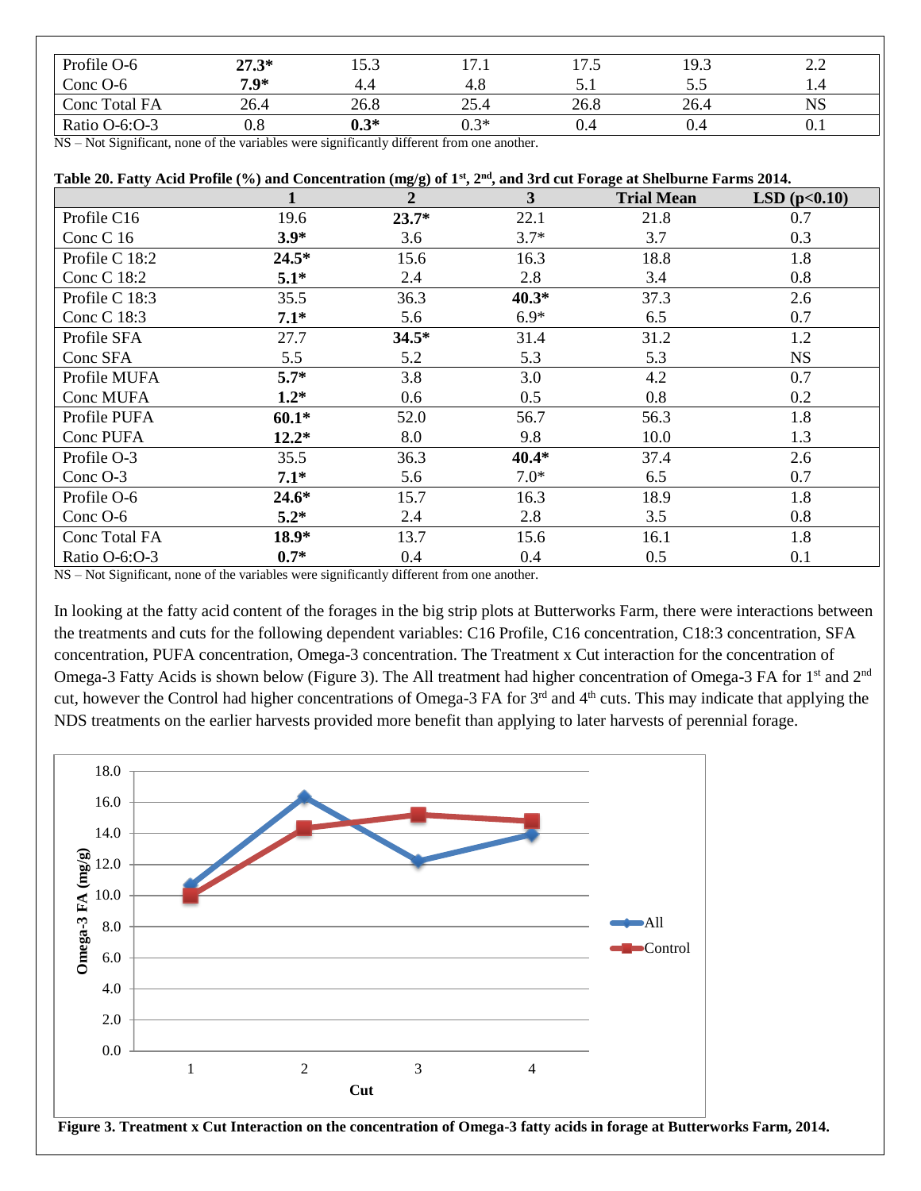| | | | | | | |
|---|---|---|---|---|---|---|
| Profile O-6 | **27.3*** | 15.3 | 17.1 | 17.5 | 19.3 | 2.2 |
| Conc O-6 | **7.9*** | 4.4 | 4.8 | 5.1 | 5.5 | 1.4 |
| Conc Total FA | 26.4 | 26.8 | 25.4 | 26.8 | 26.4 | NS |
| Ratio O-6:O-3 | 0.8 | **0.3*** | 0.3* | 0.4 | 0.4 | 0.1 |

NS – Not Significant, none of the variables were significantly different from one another.

**Table 20. Fatty Acid Profile (%) and Concentration (mg/g) of 1st, 2nd, and 3rd cut Forage at Shelburne Farms 2014.**

| | 1 | 2 | 3 | Trial Mean | LSD ($p<0.10$) |
|---|---|---|---|---|---|
| Profile C16 | 19.6 | **23.7*** | 22.1 | 21.8 | 0.7 |
| Conc C 16 | **3.9*** | 3.6 | 3.7* | 3.7 | 0.3 |
| Profile C 18:2 | **24.5*** | 15.6 | 16.3 | 18.8 | 1.8 |
| Conc C 18:2 | **5.1*** | 2.4 | 2.8 | 3.4 | 0.8 |
| Profile C 18:3 | 35.5 | 36.3 | **40.3*** | 37.3 | 2.6 |
| Conc C 18:3 | **7.1*** | 5.6 | 6.9* | 6.5 | 0.7 |
| Profile SFA | 27.7 | **34.5*** | 31.4 | 31.2 | 1.2 |
| Conc SFA | 5.5 | 5.2 | 5.3 | 5.3 | NS |
| Profile MUFA | **5.7*** | 3.8 | 3.0 | 4.2 | 0.7 |
| Conc MUFA | **1.2*** | 0.6 | 0.5 | 0.8 | 0.2 |
| Profile PUFA | **60.1*** | 52.0 | 56.7 | 56.3 | 1.8 |
| Conc PUFA | **12.2*** | 8.0 | 9.8 | 10.0 | 1.3 |
| Profile O-3 | 35.5 | 36.3 | **40.4*** | 37.4 | 2.6 |
| Conc O-3 | **7.1*** | 5.6 | 7.0* | 6.5 | 0.7 |
| Profile O-6 | **24.6*** | 15.7 | 16.3 | 18.9 | 1.8 |
| Conc O-6 | **5.2*** | 2.4 | 2.8 | 3.5 | 0.8 |
| Conc Total FA | **18.9*** | 13.7 | 15.6 | 16.1 | 1.8 |
| Ratio O-6:O-3 | **0.7*** | 0.4 | 0.4 | 0.5 | 0.1 |

NS – Not Significant, none of the variables were significantly different from one another.

In looking at the fatty acid content of the forages in the big strip plots at Butterworks Farm, there were interactions between the treatments and cuts for the following dependent variables: C16 Profile, C16 concentration, C18:3 concentration, SFA concentration, PUFA concentration, Omega-3 concentration. The Treatment x Cut interaction for the concentration of Omega-3 Fatty Acids is shown below (Figure 3). The All treatment had higher concentration of Omega-3 FA for 1st and 2nd cut, however the Control had higher concentrations of Omega-3 FA for 3rd and 4th cuts. This may indicate that applying the NDS treatments on the earlier harvests provided more benefit than applying to later harvests of perennial forage.

**Figure 3. Treatment x Cut Interaction on the concentration of Omega-3 fatty acids in forage at Butterworks Farm, 2014.**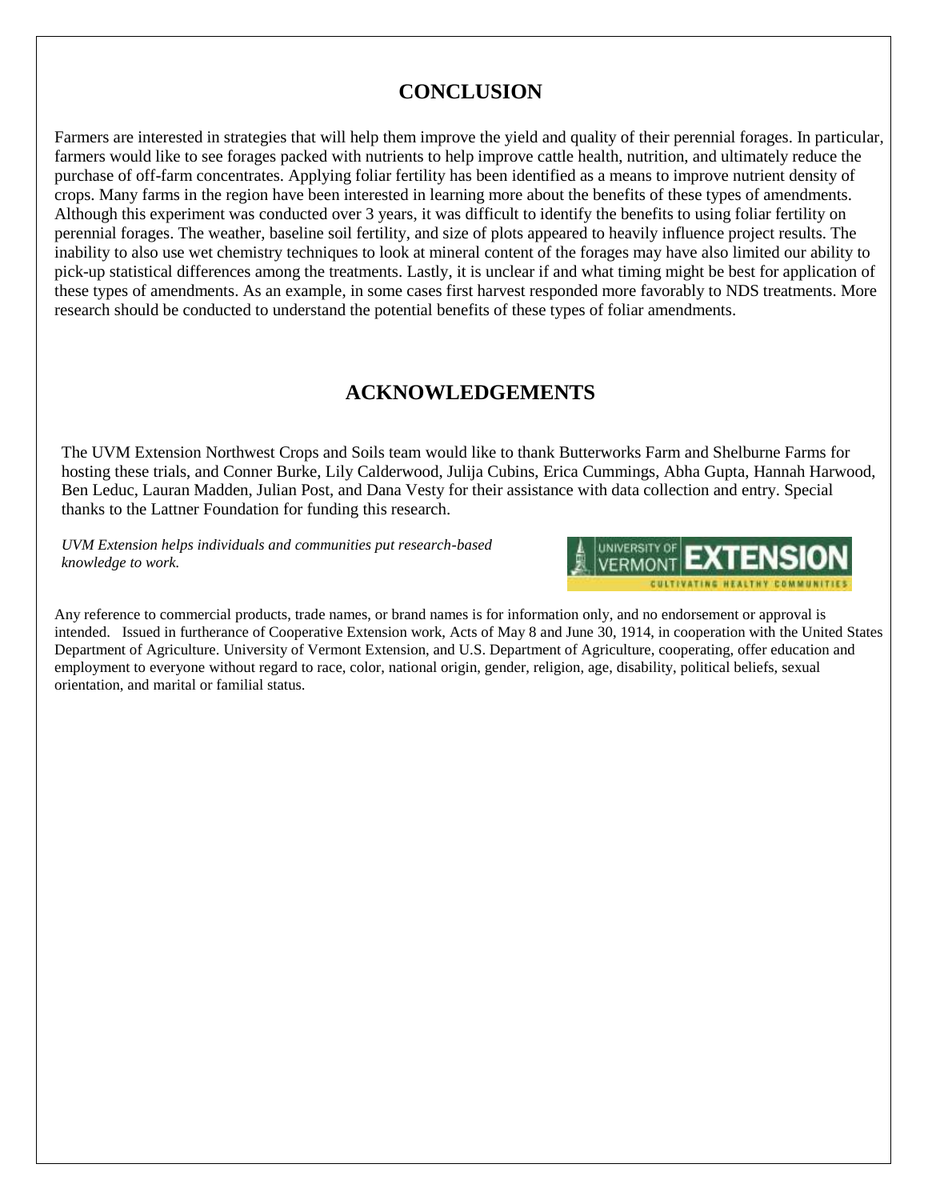## CONCLUSION

Farmers are interested in strategies that will help them improve the yield and quality of their perennial forages. In particular, farmers would like to see forages packed with nutrients to help improve cattle health, nutrition, and ultimately reduce the purchase of off-farm concentrates. Applying foliar fertility has been identified as a means to improve nutrient density of crops. Many farms in the region have been interested in learning more about the benefits of these types of amendments. Although this experiment was conducted over 3 years, it was difficult to identify the benefits to using foliar fertility on perennial forages. The weather, baseline soil fertility, and size of plots appeared to heavily influence project results. The inability to also use wet chemistry techniques to look at mineral content of the forages may have also limited our ability to pick-up statistical differences among the treatments. Lastly, it is unclear if and what timing might be best for application of these types of amendments. As an example, in some cases first harvest responded more favorably to NDS treatments. More research should be conducted to understand the potential benefits of these types of foliar amendments.

## ACKNOWLEDGEMENTS

The UVM Extension Northwest Crops and Soils team would like to thank Butterworks Farm and Shelburne Farms for hosting these trials, and Conner Burke, Lily Calderwood, Julija Cubins, Erica Cummings, Abha Gupta, Hannah Harwood, Ben Leduc, Lauran Madden, Julian Post, and Dana Vesty for their assistance with data collection and entry. Special thanks to the Lattner Foundation for funding this research.

*UVM Extension helps individuals and communities put research-based knowledge to work.*

UNIVERSITY OF VERMONT EXTENSION
CULTIVATING HEALTHY COMMUNITIES

Any reference to commercial products, trade names, or brand names is for information only, and no endorsement or approval is intended. Issued in furtherance of Cooperative Extension work, Acts of May 8 and June 30, 1914, in cooperation with the United States Department of Agriculture. University of Vermont Extension, and U.S. Department of Agriculture, cooperating, offer education and employment to everyone without regard to race, color, national origin, gender, religion, age, disability, political beliefs, sexual orientation, and marital or familial status.